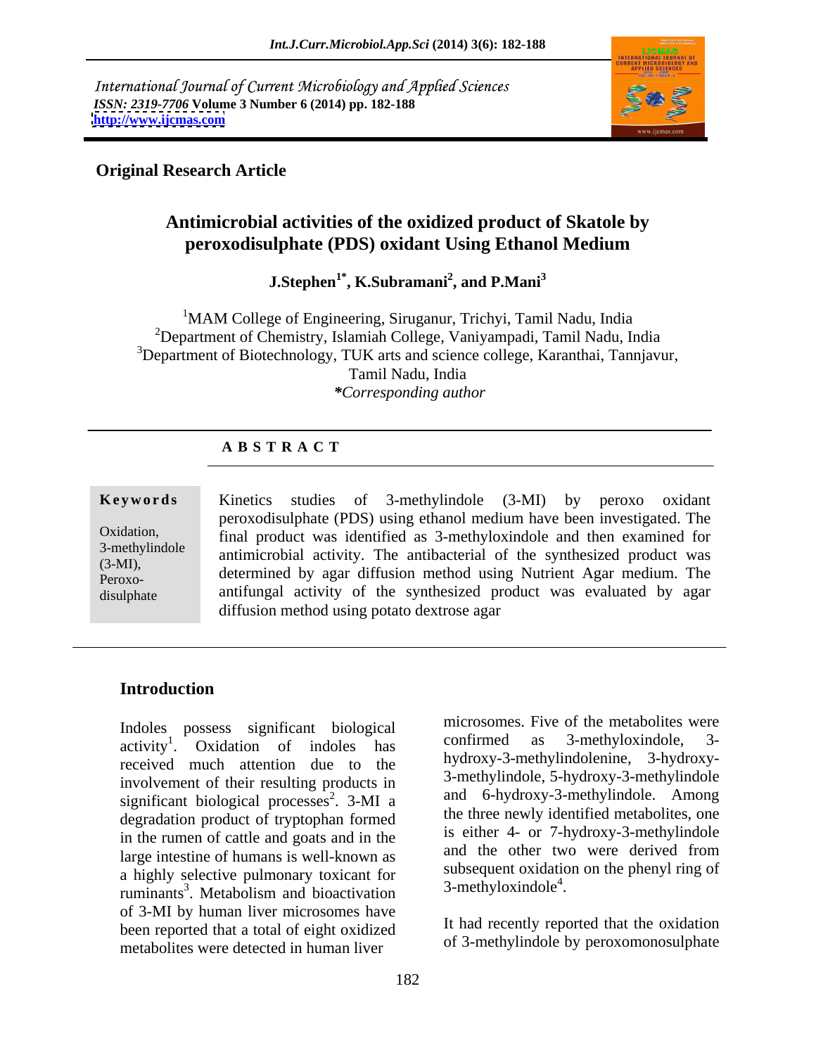International Journal of Current Microbiology and Applied Sciences
*ISSN: 2319-7706* **Volume 3 Number 6 (2014) pp. 182-188**
**http://www.ijcmas.com**

**Original Research Article**

# Antimicrobial activities of the oxidized product of Skatole by peroxodisulphate (PDS) oxidant Using Ethanol Medium

**J.Stephen[1*], K.Subramani[2], and P.Mani[3]**

[1]MAM College of Engineering, Siruganur, Trichyi, Tamil Nadu, India
[2]Department of Chemistry, Islamiah College, Vaniyampadi, Tamil Nadu, India
[3]Department of Biotechnology, TUK arts and science college, Karanthai, Tannjavur, Tamil Nadu, India
***Corresponding author***

## A B S T R A C T

**Keywords**

Oxidation, 3-methylindole (3-MI), Peroxo-disulphate

Kinetics studies of 3-methylindole (3-MI) by peroxo oxidant peroxodisulphate (PDS) using ethanol medium have been investigated. The final product was identified as 3-methyloxindole and then examined for antimicrobial activity. The antibacterial of the synthesized product was determined by agar diffusion method using Nutrient Agar medium. The antifungal activity of the synthesized product was evaluated by agar diffusion method using potato dextrose agar

## Introduction

Indoles possess significant biological activity[1]. Oxidation of indoles has received much attention due to the involvement of their resulting products in significant biological processes[2]. 3-MI a degradation product of tryptophan formed in the rumen of cattle and goats and in the large intestine of humans is well-known as a highly selective pulmonary toxicant for ruminants[3]. Metabolism and bioactivation of 3-MI by human liver microsomes have been reported that a total of eight oxidized metabolites were detected in human liver microsomes. Five of the metabolites were confirmed as 3-methyloxindole, 3-hydroxy-3-methylindolenine, 3-hydroxy-3-methylindole, 5-hydroxy-3-methylindole and 6-hydroxy-3-methylindole. Among the three newly identified metabolites, one is either 4- or 7-hydroxy-3-methylindole and the other two were derived from subsequent oxidation on the phenyl ring of 3-methyloxindole[4].

It had recently reported that the oxidation of 3-methylindole by peroxomonosulphate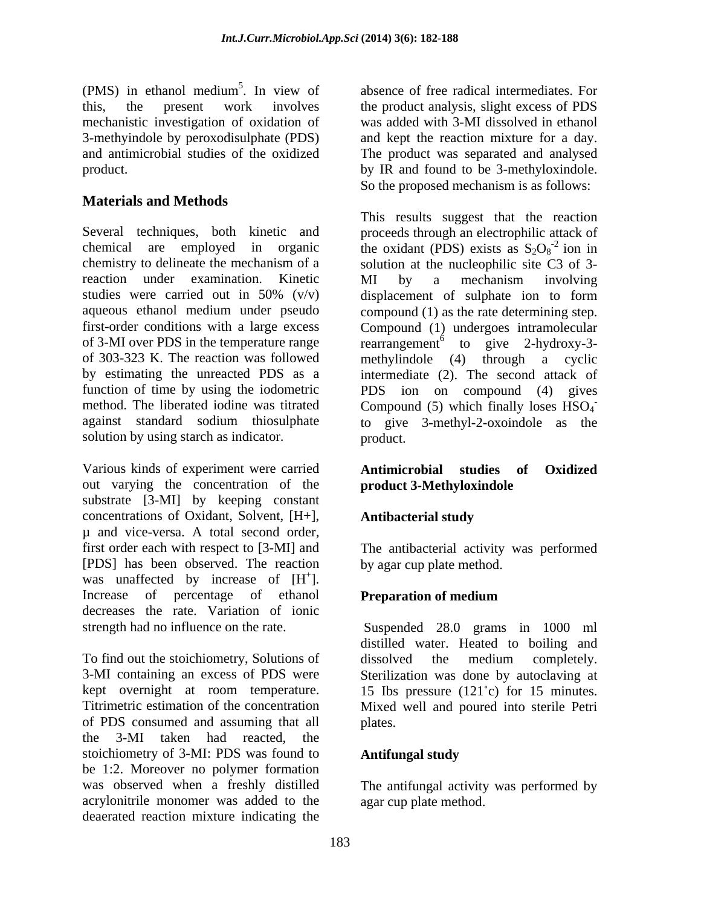(PMS) in ethanol medium[5]. In view of this, the present work involves mechanistic investigation of oxidation of 3-methyindole by peroxodisulphate (PDS) and antimicrobial studies of the oxidized product.

## Materials and Methods

Several techniques, both kinetic and chemical are employed in organic chemistry to delineate the mechanism of a reaction under examination. Kinetic studies were carried out in 50% (v/v) aqueous ethanol medium under pseudo first-order conditions with a large excess of 3-MI over PDS in the temperature range of 303-323 K. The reaction was followed by estimating the unreacted PDS as a function of time by using the iodometric method. The liberated iodine was titrated against standard sodium thiosulphate solution by using starch as indicator.

Various kinds of experiment were carried out varying the concentration of the substrate [3-MI] by keeping constant concentrations of Oxidant, Solvent, [H+], µ and vice-versa. A total second order, first order each with respect to [3-MI] and [PDS] has been observed. The reaction was unaffected by increase of [$H^+$]. Increase of percentage of ethanol decreases the rate. Variation of ionic strength had no influence on the rate.

To find out the stoichiometry, Solutions of 3-MI containing an excess of PDS were kept overnight at room temperature. Titrimetric estimation of the concentration of PDS consumed and assuming that all the 3-MI taken had reacted, the stoichiometry of 3-MI: PDS was found to be 1:2. Moreover no polymer formation was observed when a freshly distilled acrylonitrile monomer was added to the deaerated reaction mixture indicating the absence of free radical intermediates. For the product analysis, slight excess of PDS was added with 3-MI dissolved in ethanol and kept the reaction mixture for a day. The product was separated and analysed by IR and found to be 3-methyloxindole. So the proposed mechanism is as follows:

This results suggest that the reaction proceeds through an electrophilic attack of the oxidant (PDS) exists as $S_2O_8^{-2}$ ion in solution at the nucleophilic site C3 of 3-MI by a mechanism involving displacement of sulphate ion to form compound (1) as the rate determining step. Compound (1) undergoes intramolecular rearrangement[6] to give 2-hydroxy-3-methylindole (4) through a cyclic intermediate (2). The second attack of PDS ion on compound (4) gives Compound (5) which finally loses $HSO_4^-$ to give 3-methyl-2-oxoindole as the product.

### Antimicrobial studies of Oxidized product 3-Methyloxindole

### Antibacterial study

The antibacterial activity was performed by agar cup plate method.

### Preparation of medium

Suspended 28.0 grams in 1000 ml distilled water. Heated to boiling and dissolved the medium completely. Sterilization was done by autoclaving at 15 Ibs pressure (121˚c) for 15 minutes. Mixed well and poured into sterile Petri plates.

### Antifungal study

The antifungal activity was performed by agar cup plate method.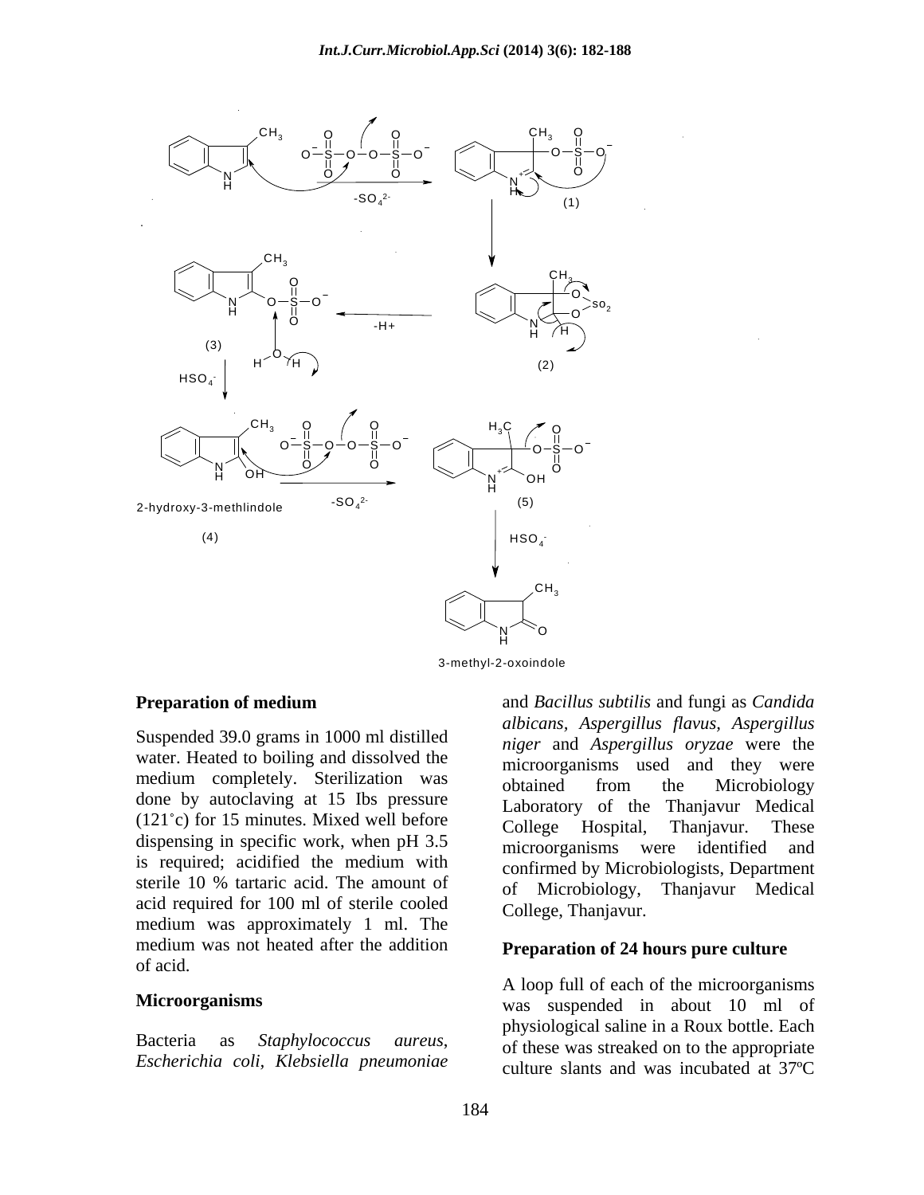## Preparation of medium

Suspended 39.0 grams in 1000 ml distilled water. Heated to boiling and dissolved the medium completely. Sterilization was done by autoclaving at 15 Ibs pressure (121˚c) for 15 minutes. Mixed well before dispensing in specific work, when pH 3.5 is required; acidified the medium with sterile 10 % tartaric acid. The amount of acid required for 100 ml of sterile cooled medium was approximately 1 ml. The medium was not heated after the addition of acid.

## Microorganisms

Bacteria as *Staphylococcus aureus, Escherichia coli, Klebsiella pneumoniae* and *Bacillus subtilis* and fungi as *Candida albicans, Aspergillus flavus, Aspergillus niger* and *Aspergillus oryzae* were the microorganisms used and they were obtained from the Microbiology Laboratory of the Thanjavur Medical College Hospital, Thanjavur. These microorganisms were identified and confirmed by Microbiologists, Department of Microbiology, Thanjavur Medical College, Thanjavur.

## Preparation of 24 hours pure culture

A loop full of each of the microorganisms was suspended in about 10 ml of physiological saline in a Roux bottle. Each of these was streaked on to the appropriate culture slants and was incubated at 37ºC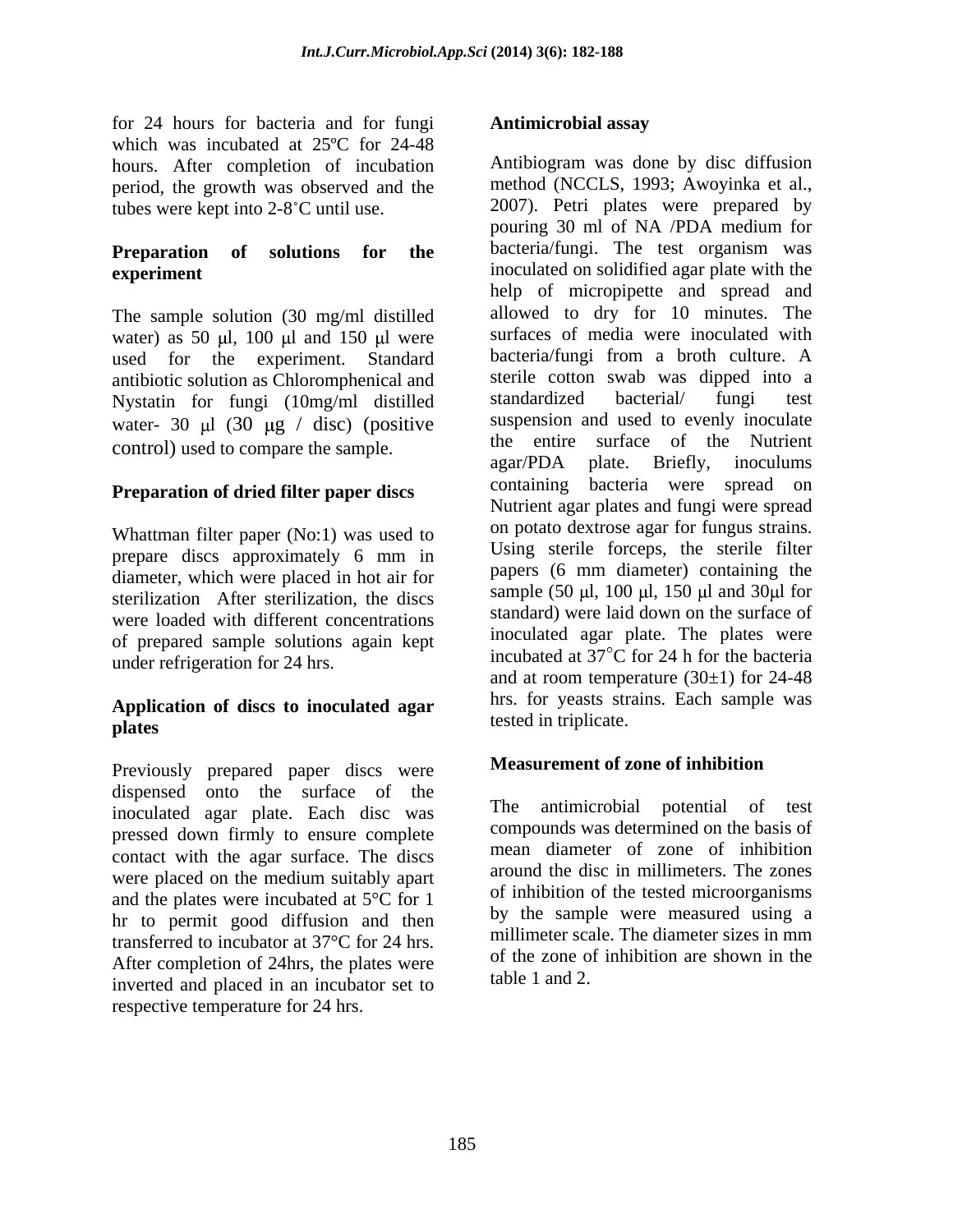for 24 hours for bacteria and for fungi which was incubated at 25ºC for 24-48 hours. After completion of incubation period, the growth was observed and the tubes were kept into 2-8˚C until use.

**Preparation of solutions for the experiment**

The sample solution (30 mg/ml distilled water) as 50 μl, 100 μl and 150 μl were used for the experiment. Standard antibiotic solution as Chloromphenical and Nystatin for fungi (10mg/ml distilled water- 30 μl (30 μg / disc) (positive control) used to compare the sample.

**Preparation of dried filter paper discs**

Whattman filter paper (No:1) was used to prepare discs approximately 6 mm in diameter, which were placed in hot air for sterilization After sterilization, the discs were loaded with different concentrations of prepared sample solutions again kept under refrigeration for 24 hrs.

**Application of discs to inoculated agar plates**

Previously prepared paper discs were dispensed onto the surface of the inoculated agar plate. Each disc was pressed down firmly to ensure complete contact with the agar surface. The discs were placed on the medium suitably apart and the plates were incubated at 5°C for 1 hr to permit good diffusion and then transferred to incubator at 37°C for 24 hrs. After completion of 24hrs, the plates were inverted and placed in an incubator set to respective temperature for 24 hrs.

**Antimicrobial assay**

Antibiogram was done by disc diffusion method (NCCLS, 1993; Awoyinka et al., 2007). Petri plates were prepared by pouring 30 ml of NA /PDA medium for bacteria/fungi. The test organism was inoculated on solidified agar plate with the help of micropipette and spread and allowed to dry for 10 minutes. The surfaces of media were inoculated with bacteria/fungi from a broth culture. A sterile cotton swab was dipped into a standardized bacterial/ fungi test suspension and used to evenly inoculate the entire surface of the Nutrient agar/PDA plate. Briefly, inoculums containing bacteria were spread on Nutrient agar plates and fungi were spread on potato dextrose agar for fungus strains. Using sterile forceps, the sterile filter papers (6 mm diameter) containing the sample (50 μl, 100 μl, 150 μl and 30μl for standard) were laid down on the surface of inoculated agar plate. The plates were incubated at 37°C for 24 h for the bacteria and at room temperature (30±1) for 24-48 hrs. for yeasts strains. Each sample was tested in triplicate.

**Measurement of zone of inhibition**

The antimicrobial potential of test compounds was determined on the basis of mean diameter of zone of inhibition around the disc in millimeters. The zones of inhibition of the tested microorganisms by the sample were measured using a millimeter scale. The diameter sizes in mm of the zone of inhibition are shown in the table 1 and 2.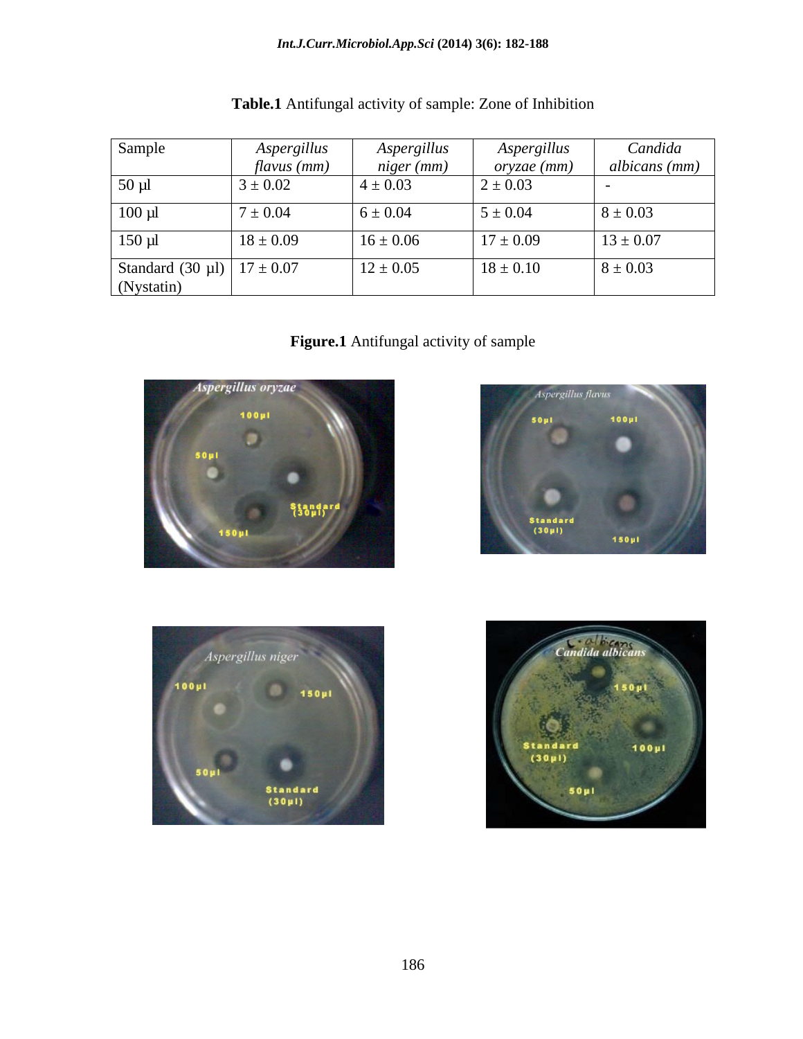**Table.1** Antifungal activity of sample: Zone of Inhibition

| Sample | *Aspergillus flavus (mm)* | *Aspergillus niger (mm)* | *Aspergillus oryzae (mm)* | *Candida albicans (mm)* |
|---|---|---|---|---|
| 50 µl | 3 ± 0.02 | 4 ± 0.03 | 2 ± 0.03 | - |
| 100 µl | 7 ± 0.04 | 6 ± 0.04 | 5 ± 0.04 | 8 ± 0.03 |
| 150 µl | 18 ± 0.09 | 16 ± 0.06 | 17 ± 0.09 | 13 ± 0.07 |
| Standard (30 µl) (Nystatin) | 17 ± 0.07 | 12 ± 0.05 | 18 ± 0.10 | 8 ± 0.03 |

**Figure.1** Antifungal activity of sample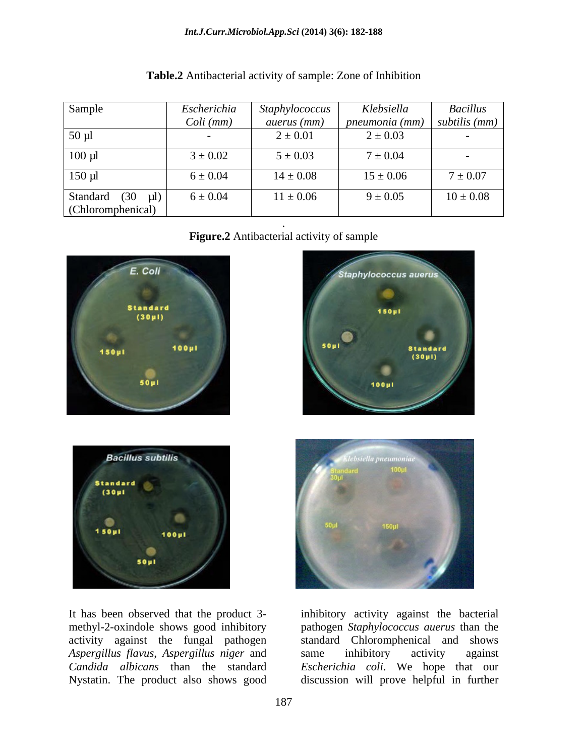**Table.2** Antibacterial activity of sample: Zone of Inhibition

| Sample | *Escherichia Coli (mm)* | *Staphylococcus auerus (mm)* | *Klebsiella pneumonia (mm)* | *Bacillus subtilis (mm)* |
|---|---|---|---|---|
| 50 µl | - | 2 ± 0.01 | 2 ± 0.03 | - |
| 100 µl | 3 ± 0.02 | 5 ± 0.03 | 7 ± 0.04 | - |
| 150 µl | 6 ± 0.04 | 14 ± 0.08 | 15 ± 0.06 | 7 ± 0.07 |
| Standard (30 µl) (Chloromphenical) | 6 ± 0.04 | 11 ± 0.06 | 9 ± 0.05 | 10 ± 0.08 |

**Figure.2** Antibacterial activity of sample

It has been observed that the product 3-methyl-2-oxindole shows good inhibitory activity against the fungal pathogen *Aspergillus flavus*, *Aspergillus niger* and *Candida albicans* than the standard Nystatin. The product also shows good inhibitory activity against the bacterial pathogen *Staphylococcus auerus* than the standard Chloromphenical and shows same inhibitory activity against *Escherichia coli*. We hope that our discussion will prove helpful in further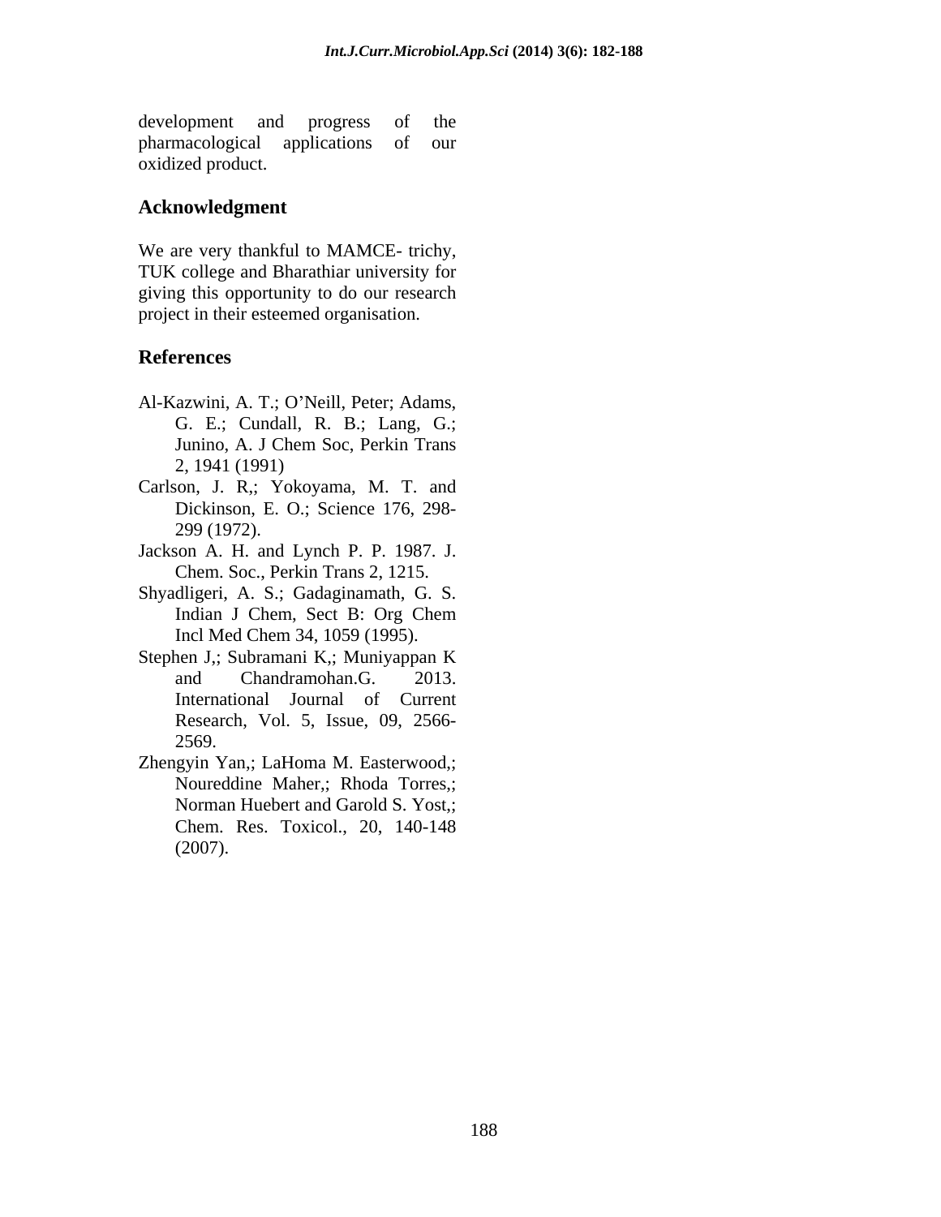development and progress of the pharmacological applications of our oxidized product.

## Acknowledgment

We are very thankful to MAMCE- trichy, TUK college and Bharathiar university for giving this opportunity to do our research project in their esteemed organisation.

## References

Al-Kazwini, A. T.; O'Neill, Peter; Adams, G. E.; Cundall, R. B.; Lang, G.; Junino, A. J Chem Soc, Perkin Trans 2, 1941 (1991)

Carlson, J. R,; Yokoyama, M. T. and Dickinson, E. O.; Science 176, 298-299 (1972).

Jackson A. H. and Lynch P. P. 1987. J. Chem. Soc., Perkin Trans 2, 1215.

Shyadligeri, A. S.; Gadaginamath, G. S. Indian J Chem, Sect B: Org Chem Incl Med Chem 34, 1059 (1995).

Stephen J,; Subramani K,; Muniyappan K and Chandramohan.G. 2013. International Journal of Current Research, Vol. 5, Issue, 09, 2566-2569.

Zhengyin Yan,; LaHoma M. Easterwood,; Noureddine Maher,; Rhoda Torres,; Norman Huebert and Garold S. Yost,; Chem. Res. Toxicol., 20, 140-148 (2007).